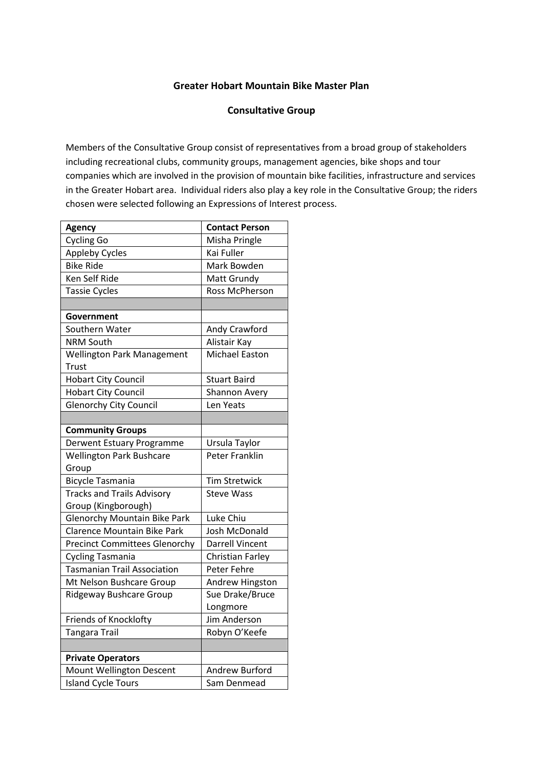**Greater Hobart Mountain Bike Master Plan**

**Consultative Group**

Members of the Consultative Group consist of representatives from a broad group of stakeholders including recreational clubs, community groups, management agencies, bike shops and tour companies which are involved in the provision of mountain bike facilities, infrastructure and services in the Greater Hobart area. Individual riders also play a key role in the Consultative Group; the riders chosen were selected following an Expressions of Interest process.

| **Agency** | **Contact Person** |
|---|---|
| Cycling Go | Misha Pringle |
| Appleby Cycles | Kai Fuller |
| Bike Ride | Mark Bowden |
| Ken Self Ride | Matt Grundy |
| Tassie Cycles | Ross McPherson |
| | |
| **Government** | |
| Southern Water | Andy Crawford |
| NRM South | Alistair Kay |
| Wellington Park Management Trust | Michael Easton |
| Hobart City Council | Stuart Baird |
| Hobart City Council | Shannon Avery |
| Glenorchy City Council | Len Yeats |
| | |
| **Community Groups** | |
| Derwent Estuary Programme | Ursula Taylor |
| Wellington Park Bushcare Group | Peter Franklin |
| Bicycle Tasmania | Tim Stretwick |
| Tracks and Trails Advisory Group (Kingborough) | Steve Wass |
| Glenorchy Mountain Bike Park | Luke Chiu |
| Clarence Mountain Bike Park | Josh McDonald |
| Precinct Committees Glenorchy | Darrell Vincent |
| Cycling Tasmania | Christian Farley |
| Tasmanian Trail Association | Peter Fehre |
| Mt Nelson Bushcare Group | Andrew Hingston |
| Ridgeway Bushcare Group | Sue Drake/Bruce Longmore |
| Friends of Knocklofty | Jim Anderson |
| Tangara Trail | Robyn O'Keefe |
| | |
| **Private Operators** | |
| Mount Wellington Descent | Andrew Burford |
| Island Cycle Tours | Sam Denmead |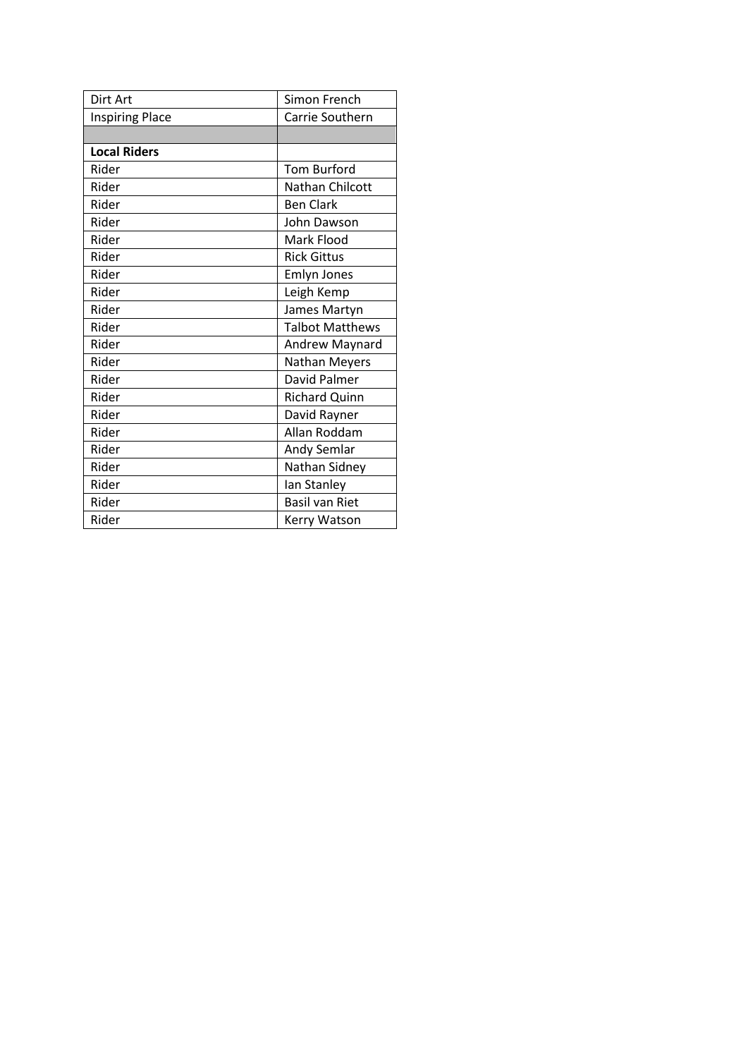| | |
|---|---|
| Dirt Art | Simon French |
| Inspiring Place | Carrie Southern |
| | |
| **Local Riders** | |
| Rider | Tom Burford |
| Rider | Nathan Chilcott |
| Rider | Ben Clark |
| Rider | John Dawson |
| Rider | Mark Flood |
| Rider | Rick Gittus |
| Rider | Emlyn Jones |
| Rider | Leigh Kemp |
| Rider | James Martyn |
| Rider | Talbot Matthews |
| Rider | Andrew Maynard |
| Rider | Nathan Meyers |
| Rider | David Palmer |
| Rider | Richard Quinn |
| Rider | David Rayner |
| Rider | Allan Roddam |
| Rider | Andy Semlar |
| Rider | Nathan Sidney |
| Rider | Ian Stanley |
| Rider | Basil van Riet |
| Rider | Kerry Watson |